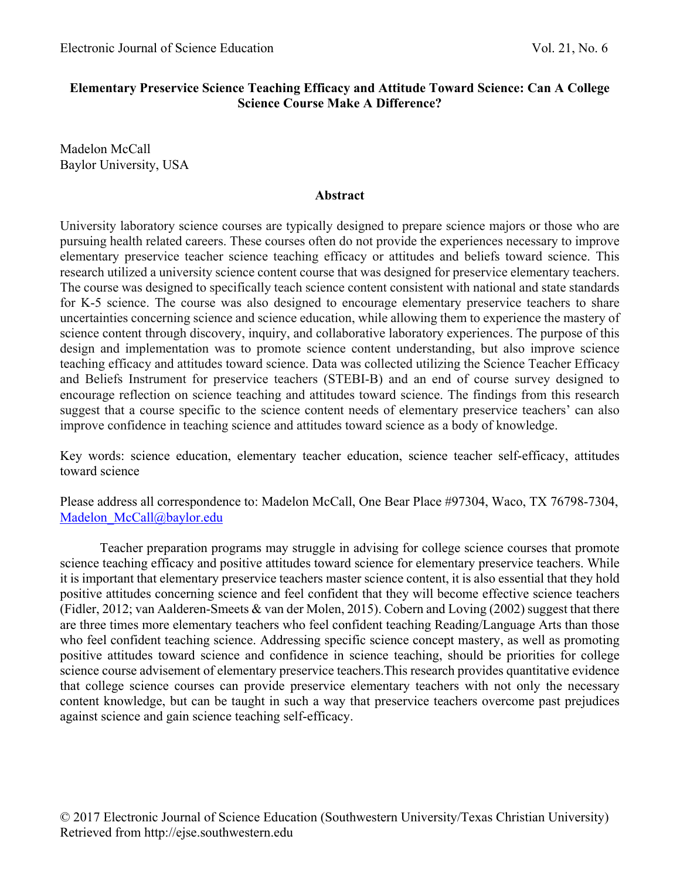# Elementary Preservice Science Teaching Efficacy and Attitude Toward Science: Can A College Science Course Make A Difference?

Madelon McCall
Baylor University, USA

## Abstract

University laboratory science courses are typically designed to prepare science majors or those who are pursuing health related careers. These courses often do not provide the experiences necessary to improve elementary preservice teacher science teaching efficacy or attitudes and beliefs toward science. This research utilized a university science content course that was designed for preservice elementary teachers. The course was designed to specifically teach science content consistent with national and state standards for K-5 science. The course was also designed to encourage elementary preservice teachers to share uncertainties concerning science and science education, while allowing them to experience the mastery of science content through discovery, inquiry, and collaborative laboratory experiences. The purpose of this design and implementation was to promote science content understanding, but also improve science teaching efficacy and attitudes toward science. Data was collected utilizing the Science Teacher Efficacy and Beliefs Instrument for preservice teachers (STEBI-B) and an end of course survey designed to encourage reflection on science teaching and attitudes toward science. The findings from this research suggest that a course specific to the science content needs of elementary preservice teachers' can also improve confidence in teaching science and attitudes toward science as a body of knowledge.

Key words: science education, elementary teacher education, science teacher self-efficacy, attitudes toward science

Please address all correspondence to: Madelon McCall, One Bear Place #97304, Waco, TX 76798-7304, Madelon_McCall@baylor.edu

Teacher preparation programs may struggle in advising for college science courses that promote science teaching efficacy and positive attitudes toward science for elementary preservice teachers. While it is important that elementary preservice teachers master science content, it is also essential that they hold positive attitudes concerning science and feel confident that they will become effective science teachers (Fidler, 2012; van Aalderen-Smeets & van der Molen, 2015). Cobern and Loving (2002) suggest that there are three times more elementary teachers who feel confident teaching Reading/Language Arts than those who feel confident teaching science. Addressing specific science concept mastery, as well as promoting positive attitudes toward science and confidence in science teaching, should be priorities for college science course advisement of elementary preservice teachers.This research provides quantitative evidence that college science courses can provide preservice elementary teachers with not only the necessary content knowledge, but can be taught in such a way that preservice teachers overcome past prejudices against science and gain science teaching self-efficacy.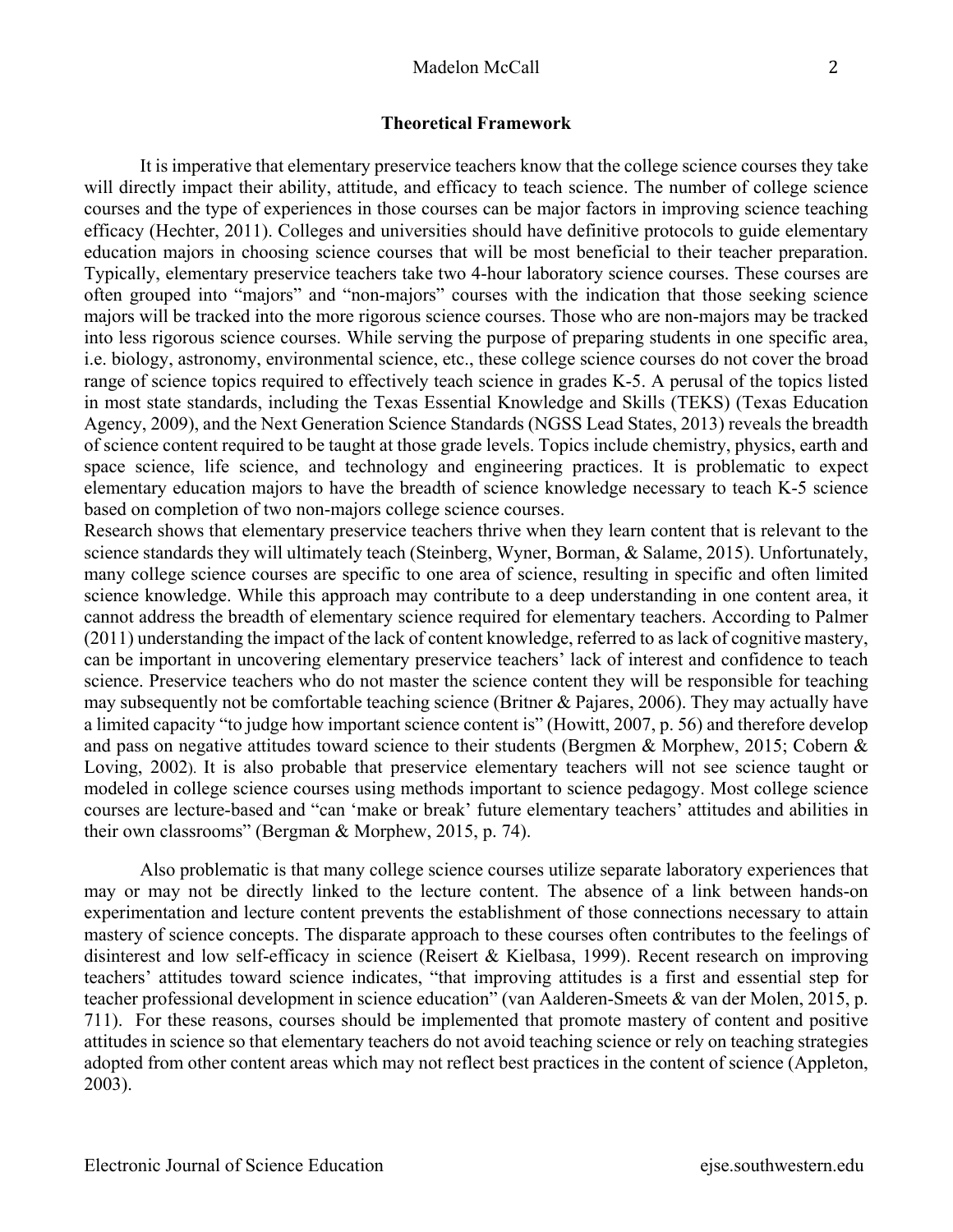## Theoretical Framework

It is imperative that elementary preservice teachers know that the college science courses they take will directly impact their ability, attitude, and efficacy to teach science. The number of college science courses and the type of experiences in those courses can be major factors in improving science teaching efficacy (Hechter, 2011). Colleges and universities should have definitive protocols to guide elementary education majors in choosing science courses that will be most beneficial to their teacher preparation. Typically, elementary preservice teachers take two 4-hour laboratory science courses. These courses are often grouped into "majors" and "non-majors" courses with the indication that those seeking science majors will be tracked into the more rigorous science courses. Those who are non-majors may be tracked into less rigorous science courses. While serving the purpose of preparing students in one specific area, i.e. biology, astronomy, environmental science, etc., these college science courses do not cover the broad range of science topics required to effectively teach science in grades K-5. A perusal of the topics listed in most state standards, including the Texas Essential Knowledge and Skills (TEKS) (Texas Education Agency, 2009), and the Next Generation Science Standards (NGSS Lead States, 2013) reveals the breadth of science content required to be taught at those grade levels. Topics include chemistry, physics, earth and space science, life science, and technology and engineering practices. It is problematic to expect elementary education majors to have the breadth of science knowledge necessary to teach K-5 science based on completion of two non-majors college science courses.

Research shows that elementary preservice teachers thrive when they learn content that is relevant to the science standards they will ultimately teach (Steinberg, Wyner, Borman, & Salame, 2015). Unfortunately, many college science courses are specific to one area of science, resulting in specific and often limited science knowledge. While this approach may contribute to a deep understanding in one content area, it cannot address the breadth of elementary science required for elementary teachers. According to Palmer (2011) understanding the impact of the lack of content knowledge, referred to as lack of cognitive mastery, can be important in uncovering elementary preservice teachers' lack of interest and confidence to teach science. Preservice teachers who do not master the science content they will be responsible for teaching may subsequently not be comfortable teaching science (Britner & Pajares, 2006). They may actually have a limited capacity "to judge how important science content is" (Howitt, 2007, p. 56) and therefore develop and pass on negative attitudes toward science to their students (Bergmen & Morphew, 2015; Cobern & Loving, 2002). It is also probable that preservice elementary teachers will not see science taught or modeled in college science courses using methods important to science pedagogy. Most college science courses are lecture-based and "can 'make or break' future elementary teachers' attitudes and abilities in their own classrooms" (Bergman & Morphew, 2015, p. 74).

Also problematic is that many college science courses utilize separate laboratory experiences that may or may not be directly linked to the lecture content. The absence of a link between hands-on experimentation and lecture content prevents the establishment of those connections necessary to attain mastery of science concepts. The disparate approach to these courses often contributes to the feelings of disinterest and low self-efficacy in science (Reisert & Kielbasa, 1999). Recent research on improving teachers' attitudes toward science indicates, "that improving attitudes is a first and essential step for teacher professional development in science education" (van Aalderen-Smeets & van der Molen, 2015, p. 711). For these reasons, courses should be implemented that promote mastery of content and positive attitudes in science so that elementary teachers do not avoid teaching science or rely on teaching strategies adopted from other content areas which may not reflect best practices in the content of science (Appleton, 2003).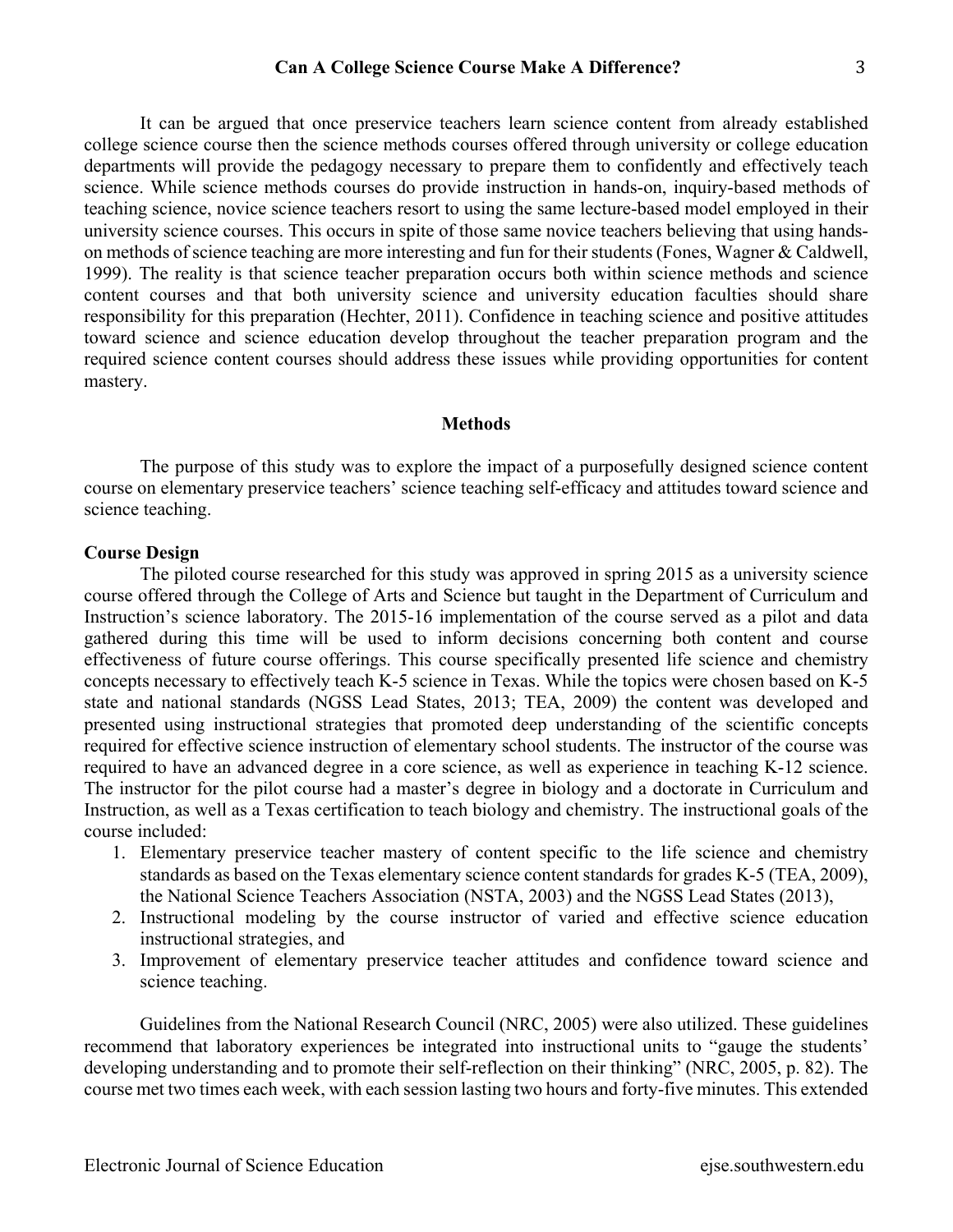It can be argued that once preservice teachers learn science content from already established college science course then the science methods courses offered through university or college education departments will provide the pedagogy necessary to prepare them to confidently and effectively teach science. While science methods courses do provide instruction in hands-on, inquiry-based methods of teaching science, novice science teachers resort to using the same lecture-based model employed in their university science courses. This occurs in spite of those same novice teachers believing that using hands-on methods of science teaching are more interesting and fun for their students (Fones, Wagner & Caldwell, 1999). The reality is that science teacher preparation occurs both within science methods and science content courses and that both university science and university education faculties should share responsibility for this preparation (Hechter, 2011). Confidence in teaching science and positive attitudes toward science and science education develop throughout the teacher preparation program and the required science content courses should address these issues while providing opportunities for content mastery.

## Methods

The purpose of this study was to explore the impact of a purposefully designed science content course on elementary preservice teachers' science teaching self-efficacy and attitudes toward science and science teaching.

### Course Design

The piloted course researched for this study was approved in spring 2015 as a university science course offered through the College of Arts and Science but taught in the Department of Curriculum and Instruction's science laboratory. The 2015-16 implementation of the course served as a pilot and data gathered during this time will be used to inform decisions concerning both content and course effectiveness of future course offerings. This course specifically presented life science and chemistry concepts necessary to effectively teach K-5 science in Texas. While the topics were chosen based on K-5 state and national standards (NGSS Lead States, 2013; TEA, 2009) the content was developed and presented using instructional strategies that promoted deep understanding of the scientific concepts required for effective science instruction of elementary school students. The instructor of the course was required to have an advanced degree in a core science, as well as experience in teaching K-12 science. The instructor for the pilot course had a master's degree in biology and a doctorate in Curriculum and Instruction, as well as a Texas certification to teach biology and chemistry. The instructional goals of the course included:

1. Elementary preservice teacher mastery of content specific to the life science and chemistry standards as based on the Texas elementary science content standards for grades K-5 (TEA, 2009), the National Science Teachers Association (NSTA, 2003) and the NGSS Lead States (2013),
2. Instructional modeling by the course instructor of varied and effective science education instructional strategies, and
3. Improvement of elementary preservice teacher attitudes and confidence toward science and science teaching.

Guidelines from the National Research Council (NRC, 2005) were also utilized. These guidelines recommend that laboratory experiences be integrated into instructional units to "gauge the students' developing understanding and to promote their self-reflection on their thinking" (NRC, 2005, p. 82). The course met two times each week, with each session lasting two hours and forty-five minutes. This extended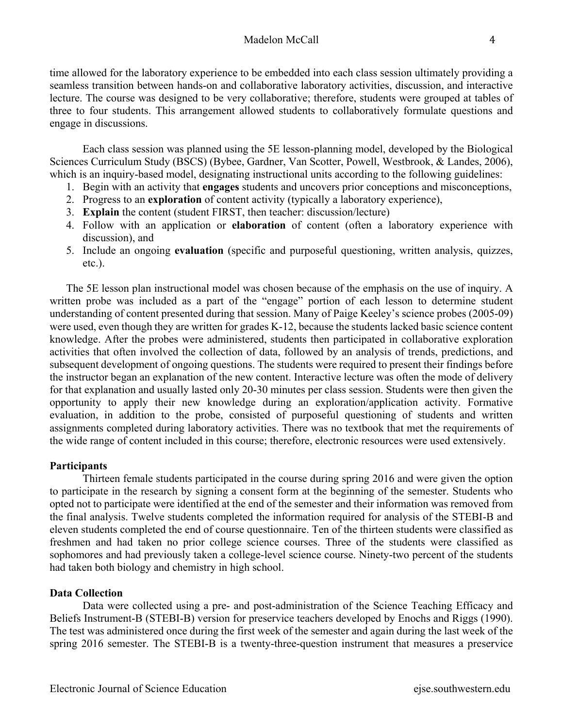time allowed for the laboratory experience to be embedded into each class session ultimately providing a seamless transition between hands-on and collaborative laboratory activities, discussion, and interactive lecture. The course was designed to be very collaborative; therefore, students were grouped at tables of three to four students. This arrangement allowed students to collaboratively formulate questions and engage in discussions.

Each class session was planned using the 5E lesson-planning model, developed by the Biological Sciences Curriculum Study (BSCS) (Bybee, Gardner, Van Scotter, Powell, Westbrook, & Landes, 2006), which is an inquiry-based model, designating instructional units according to the following guidelines:

1. Begin with an activity that **engages** students and uncovers prior conceptions and misconceptions,
2. Progress to an **exploration** of content activity (typically a laboratory experience),
3. **Explain** the content (student FIRST, then teacher: discussion/lecture)
4. Follow with an application or **elaboration** of content (often a laboratory experience with discussion), and
5. Include an ongoing **evaluation** (specific and purposeful questioning, written analysis, quizzes, etc.).

The 5E lesson plan instructional model was chosen because of the emphasis on the use of inquiry. A written probe was included as a part of the "engage" portion of each lesson to determine student understanding of content presented during that session. Many of Paige Keeley's science probes (2005-09) were used, even though they are written for grades K-12, because the students lacked basic science content knowledge. After the probes were administered, students then participated in collaborative exploration activities that often involved the collection of data, followed by an analysis of trends, predictions, and subsequent development of ongoing questions. The students were required to present their findings before the instructor began an explanation of the new content. Interactive lecture was often the mode of delivery for that explanation and usually lasted only 20-30 minutes per class session. Students were then given the opportunity to apply their new knowledge during an exploration/application activity. Formative evaluation, in addition to the probe, consisted of purposeful questioning of students and written assignments completed during laboratory activities. There was no textbook that met the requirements of the wide range of content included in this course; therefore, electronic resources were used extensively.

**Participants**

Thirteen female students participated in the course during spring 2016 and were given the option to participate in the research by signing a consent form at the beginning of the semester. Students who opted not to participate were identified at the end of the semester and their information was removed from the final analysis. Twelve students completed the information required for analysis of the STEBI-B and eleven students completed the end of course questionnaire. Ten of the thirteen students were classified as freshmen and had taken no prior college science courses. Three of the students were classified as sophomores and had previously taken a college-level science course. Ninety-two percent of the students had taken both biology and chemistry in high school.

**Data Collection**

Data were collected using a pre- and post-administration of the Science Teaching Efficacy and Beliefs Instrument-B (STEBI-B) version for preservice teachers developed by Enochs and Riggs (1990). The test was administered once during the first week of the semester and again during the last week of the spring 2016 semester. The STEBI-B is a twenty-three-question instrument that measures a preservice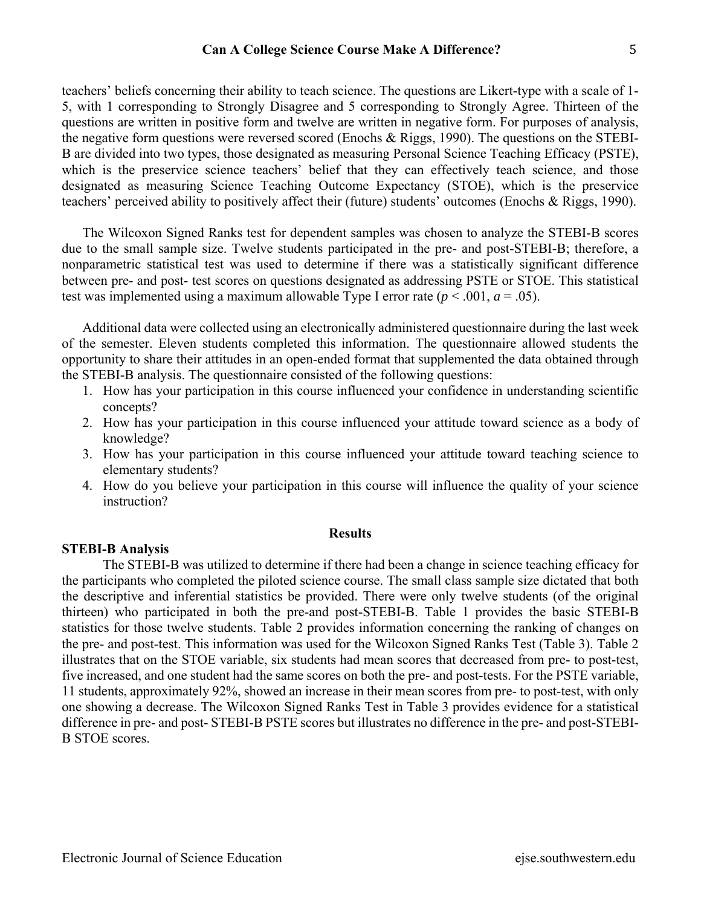teachers' beliefs concerning their ability to teach science. The questions are Likert-type with a scale of 1-5, with 1 corresponding to Strongly Disagree and 5 corresponding to Strongly Agree. Thirteen of the questions are written in positive form and twelve are written in negative form. For purposes of analysis, the negative form questions were reversed scored (Enochs & Riggs, 1990). The questions on the STEBI-B are divided into two types, those designated as measuring Personal Science Teaching Efficacy (PSTE), which is the preservice science teachers' belief that they can effectively teach science, and those designated as measuring Science Teaching Outcome Expectancy (STOE), which is the preservice teachers' perceived ability to positively affect their (future) students' outcomes (Enochs & Riggs, 1990).

The Wilcoxon Signed Ranks test for dependent samples was chosen to analyze the STEBI-B scores due to the small sample size. Twelve students participated in the pre- and post-STEBI-B; therefore, a nonparametric statistical test was used to determine if there was a statistically significant difference between pre- and post- test scores on questions designated as addressing PSTE or STOE. This statistical test was implemented using a maximum allowable Type I error rate ($p < .001$, $a = .05$).

Additional data were collected using an electronically administered questionnaire during the last week of the semester. Eleven students completed this information. The questionnaire allowed students the opportunity to share their attitudes in an open-ended format that supplemented the data obtained through the STEBI-B analysis. The questionnaire consisted of the following questions:

1. How has your participation in this course influenced your confidence in understanding scientific concepts?
2. How has your participation in this course influenced your attitude toward science as a body of knowledge?
3. How has your participation in this course influenced your attitude toward teaching science to elementary students?
4. How do you believe your participation in this course will influence the quality of your science instruction?

## Results

### STEBI-B Analysis

The STEBI-B was utilized to determine if there had been a change in science teaching efficacy for the participants who completed the piloted science course. The small class sample size dictated that both the descriptive and inferential statistics be provided. There were only twelve students (of the original thirteen) who participated in both the pre-and post-STEBI-B. Table 1 provides the basic STEBI-B statistics for those twelve students. Table 2 provides information concerning the ranking of changes on the pre- and post-test. This information was used for the Wilcoxon Signed Ranks Test (Table 3). Table 2 illustrates that on the STOE variable, six students had mean scores that decreased from pre- to post-test, five increased, and one student had the same scores on both the pre- and post-tests. For the PSTE variable, 11 students, approximately 92%, showed an increase in their mean scores from pre- to post-test, with only one showing a decrease. The Wilcoxon Signed Ranks Test in Table 3 provides evidence for a statistical difference in pre- and post- STEBI-B PSTE scores but illustrates no difference in the pre- and post-STEBI-B STOE scores.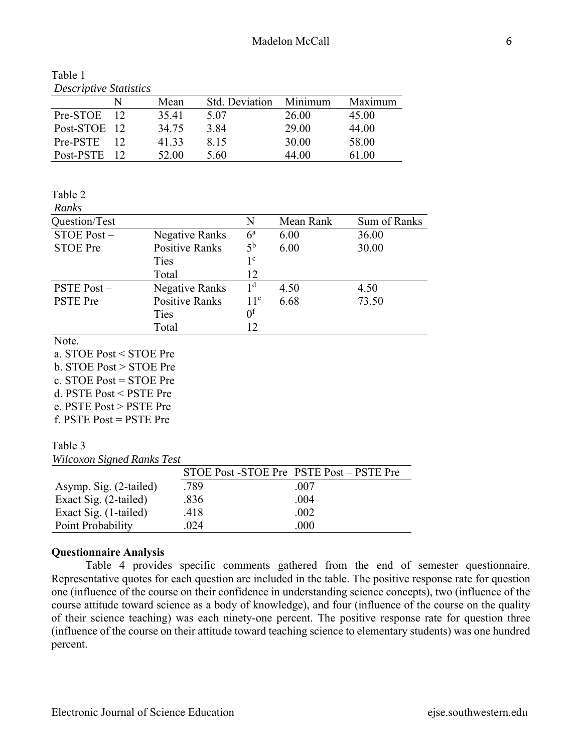Table 1

*Descriptive Statistics*

| | N | Mean | Std. Deviation | Minimum | Maximum |
|---|---|---|---|---|---|
| Pre-STOE | 12 | 35.41 | 5.07 | 26.00 | 45.00 |
| Post-STOE | 12 | 34.75 | 3.84 | 29.00 | 44.00 |
| Pre-PSTE | 12 | 41.33 | 8.15 | 30.00 | 58.00 |
| Post-PSTE | 12 | 52.00 | 5.60 | 44.00 | 61.00 |

Table 2

*Ranks*

| Question/Test | | N | Mean Rank | Sum of Ranks |
|---|---|---|---|---|
| STOE Post – STOE Pre | Negative Ranks | 6[a] | 6.00 | 36.00 |
| | Positive Ranks | 5[b] | 6.00 | 30.00 |
| | Ties | 1[c] | | |
| | Total | 12 | | |
| PSTE Post – PSTE Pre | Negative Ranks | 1[d] | 4.50 | 4.50 |
| | Positive Ranks | 11[e] | 6.68 | 73.50 |
| | Ties | 0[f] | | |
| | Total | 12 | | |

Note.

a. STOE Post < STOE Pre

b. STOE Post > STOE Pre

c. STOE Post = STOE Pre

d. PSTE Post < PSTE Pre

e. PSTE Post > PSTE Pre

f. PSTE Post = PSTE Pre

Table 3

*Wilcoxon Signed Ranks Test*

| | STOE Post -STOE Pre | PSTE Post – PSTE Pre |
|---|---|---|
| Asymp. Sig. (2-tailed) | .789 | .007 |
| Exact Sig. (2-tailed) | .836 | .004 |
| Exact Sig. (1-tailed) | .418 | .002 |
| Point Probability | .024 | .000 |

**Questionnaire Analysis**

Table 4 provides specific comments gathered from the end of semester questionnaire. Representative quotes for each question are included in the table. The positive response rate for question one (influence of the course on their confidence in understanding science concepts), two (influence of the course attitude toward science as a body of knowledge), and four (influence of the course on the quality of their science teaching) was each ninety-one percent. The positive response rate for question three (influence of the course on their attitude toward teaching science to elementary students) was one hundred percent.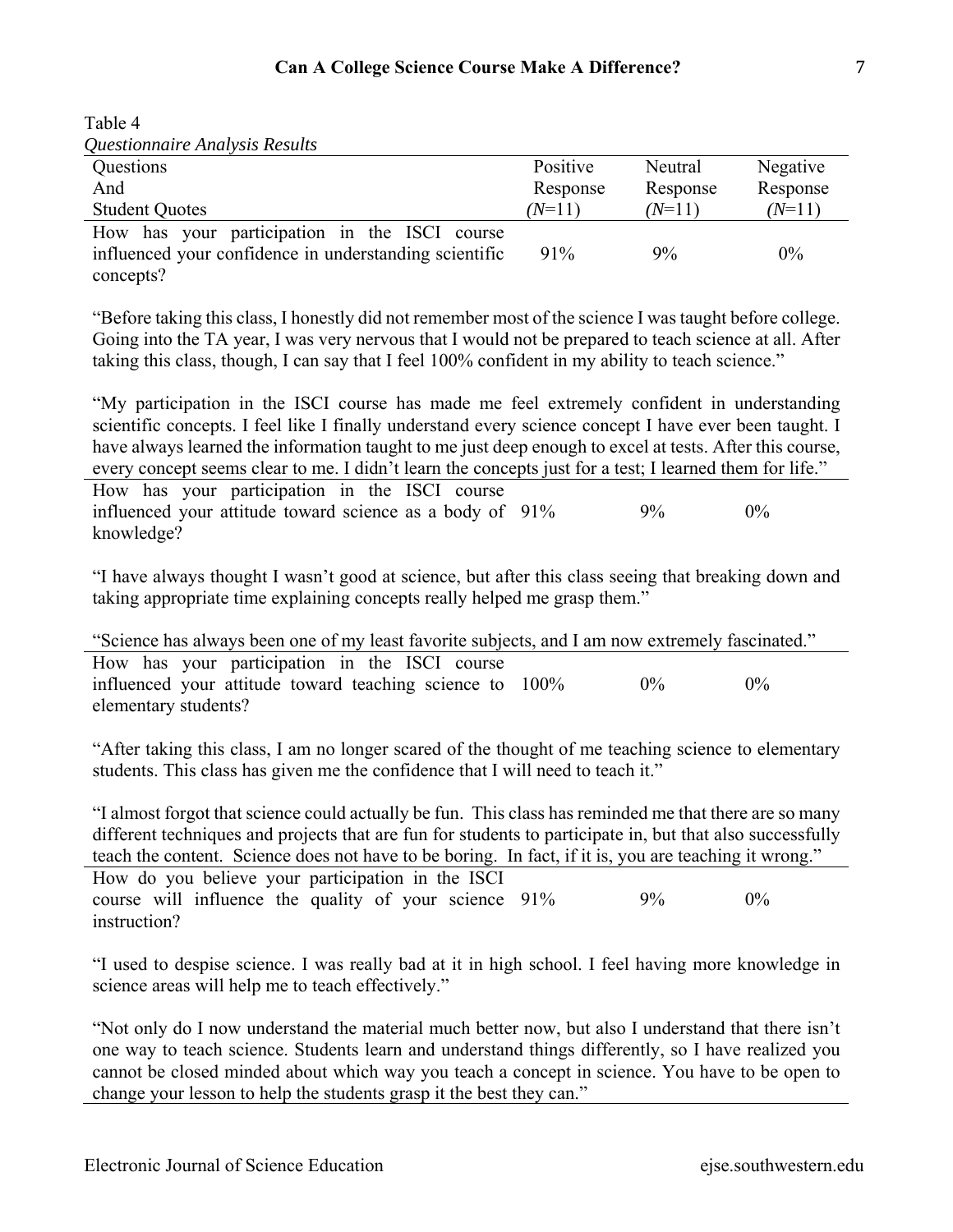Table 4

*Questionnaire Analysis Results*

| Questions And Student Quotes | Positive Response (*N*=11) | Neutral Response (*N*=11) | Negative Response (*N*=11) |
|---|---|---|---|
| How has your participation in the ISCI course influenced your confidence in understanding scientific concepts? | 91% | 9% | 0% |
| "Before taking this class, I honestly did not remember most of the science I was taught before college. Going into the TA year, I was very nervous that I would not be prepared to teach science at all. After taking this class, though, I can say that I feel 100% confident in my ability to teach science." | | | |
| "My participation in the ISCI course has made me feel extremely confident in understanding scientific concepts. I feel like I finally understand every science concept I have ever been taught. I have always learned the information taught to me just deep enough to excel at tests. After this course, every concept seems clear to me. I didn't learn the concepts just for a test; I learned them for life." | | | |
| How has your participation in the ISCI course influenced your attitude toward science as a body of knowledge? | 91% | 9% | 0% |
| "I have always thought I wasn't good at science, but after this class seeing that breaking down and taking appropriate time explaining concepts really helped me grasp them." | | | |
| "Science has always been one of my least favorite subjects, and I am now extremely fascinated." | | | |
| How has your participation in the ISCI course influenced your attitude toward teaching science to elementary students? | 100% | 0% | 0% |
| "After taking this class, I am no longer scared of the thought of me teaching science to elementary students. This class has given me the confidence that I will need to teach it." | | | |
| "I almost forgot that science could actually be fun. This class has reminded me that there are so many different techniques and projects that are fun for students to participate in, but that also successfully teach the content. Science does not have to be boring. In fact, if it is, you are teaching it wrong." | | | |
| How do you believe your participation in the ISCI course will influence the quality of your science instruction? | 91% | 9% | 0% |
| "I used to despise science. I was really bad at it in high school. I feel having more knowledge in science areas will help me to teach effectively." | | | |
| "Not only do I now understand the material much better now, but also I understand that there isn't one way to teach science. Students learn and understand things differently, so I have realized you cannot be closed minded about which way you teach a concept in science. You have to be open to change your lesson to help the students grasp it the best they can." | | | |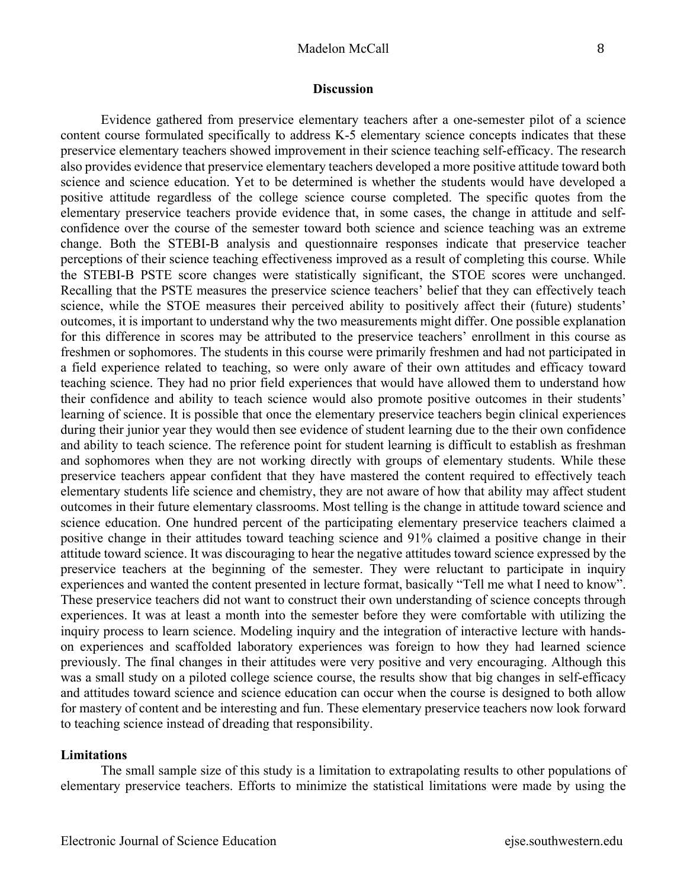## Discussion

Evidence gathered from preservice elementary teachers after a one-semester pilot of a science content course formulated specifically to address K-5 elementary science concepts indicates that these preservice elementary teachers showed improvement in their science teaching self-efficacy. The research also provides evidence that preservice elementary teachers developed a more positive attitude toward both science and science education. Yet to be determined is whether the students would have developed a positive attitude regardless of the college science course completed. The specific quotes from the elementary preservice teachers provide evidence that, in some cases, the change in attitude and self-confidence over the course of the semester toward both science and science teaching was an extreme change. Both the STEBI-B analysis and questionnaire responses indicate that preservice teacher perceptions of their science teaching effectiveness improved as a result of completing this course. While the STEBI-B PSTE score changes were statistically significant, the STOE scores were unchanged. Recalling that the PSTE measures the preservice science teachers' belief that they can effectively teach science, while the STOE measures their perceived ability to positively affect their (future) students' outcomes, it is important to understand why the two measurements might differ. One possible explanation for this difference in scores may be attributed to the preservice teachers' enrollment in this course as freshmen or sophomores. The students in this course were primarily freshmen and had not participated in a field experience related to teaching, so were only aware of their own attitudes and efficacy toward teaching science. They had no prior field experiences that would have allowed them to understand how their confidence and ability to teach science would also promote positive outcomes in their students' learning of science. It is possible that once the elementary preservice teachers begin clinical experiences during their junior year they would then see evidence of student learning due to the their own confidence and ability to teach science. The reference point for student learning is difficult to establish as freshman and sophomores when they are not working directly with groups of elementary students. While these preservice teachers appear confident that they have mastered the content required to effectively teach elementary students life science and chemistry, they are not aware of how that ability may affect student outcomes in their future elementary classrooms. Most telling is the change in attitude toward science and science education. One hundred percent of the participating elementary preservice teachers claimed a positive change in their attitudes toward teaching science and 91% claimed a positive change in their attitude toward science. It was discouraging to hear the negative attitudes toward science expressed by the preservice teachers at the beginning of the semester. They were reluctant to participate in inquiry experiences and wanted the content presented in lecture format, basically "Tell me what I need to know". These preservice teachers did not want to construct their own understanding of science concepts through experiences. It was at least a month into the semester before they were comfortable with utilizing the inquiry process to learn science. Modeling inquiry and the integration of interactive lecture with hands-on experiences and scaffolded laboratory experiences was foreign to how they had learned science previously. The final changes in their attitudes were very positive and very encouraging. Although this was a small study on a piloted college science course, the results show that big changes in self-efficacy and attitudes toward science and science education can occur when the course is designed to both allow for mastery of content and be interesting and fun. These elementary preservice teachers now look forward to teaching science instead of dreading that responsibility.

### Limitations

The small sample size of this study is a limitation to extrapolating results to other populations of elementary preservice teachers. Efforts to minimize the statistical limitations were made by using the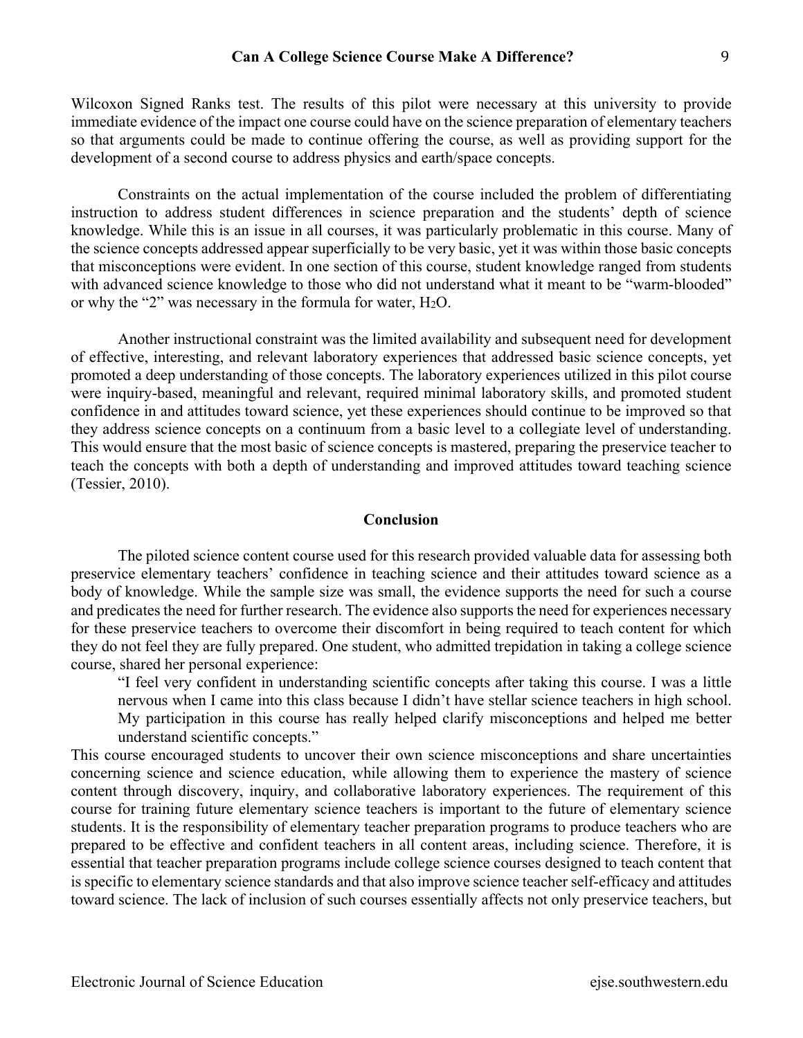Wilcoxon Signed Ranks test. The results of this pilot were necessary at this university to provide immediate evidence of the impact one course could have on the science preparation of elementary teachers so that arguments could be made to continue offering the course, as well as providing support for the development of a second course to address physics and earth/space concepts.

Constraints on the actual implementation of the course included the problem of differentiating instruction to address student differences in science preparation and the students' depth of science knowledge. While this is an issue in all courses, it was particularly problematic in this course. Many of the science concepts addressed appear superficially to be very basic, yet it was within those basic concepts that misconceptions were evident. In one section of this course, student knowledge ranged from students with advanced science knowledge to those who did not understand what it meant to be "warm-blooded" or why the "2" was necessary in the formula for water, $H_2O$.

Another instructional constraint was the limited availability and subsequent need for development of effective, interesting, and relevant laboratory experiences that addressed basic science concepts, yet promoted a deep understanding of those concepts. The laboratory experiences utilized in this pilot course were inquiry-based, meaningful and relevant, required minimal laboratory skills, and promoted student confidence in and attitudes toward science, yet these experiences should continue to be improved so that they address science concepts on a continuum from a basic level to a collegiate level of understanding. This would ensure that the most basic of science concepts is mastered, preparing the preservice teacher to teach the concepts with both a depth of understanding and improved attitudes toward teaching science (Tessier, 2010).

## Conclusion

The piloted science content course used for this research provided valuable data for assessing both preservice elementary teachers' confidence in teaching science and their attitudes toward science as a body of knowledge. While the sample size was small, the evidence supports the need for such a course and predicates the need for further research. The evidence also supports the need for experiences necessary for these preservice teachers to overcome their discomfort in being required to teach content for which they do not feel they are fully prepared. One student, who admitted trepidation in taking a college science course, shared her personal experience:

> "I feel very confident in understanding scientific concepts after taking this course. I was a little nervous when I came into this class because I didn't have stellar science teachers in high school. My participation in this course has really helped clarify misconceptions and helped me better understand scientific concepts."

This course encouraged students to uncover their own science misconceptions and share uncertainties concerning science and science education, while allowing them to experience the mastery of science content through discovery, inquiry, and collaborative laboratory experiences. The requirement of this course for training future elementary science teachers is important to the future of elementary science students. It is the responsibility of elementary teacher preparation programs to produce teachers who are prepared to be effective and confident teachers in all content areas, including science. Therefore, it is essential that teacher preparation programs include college science courses designed to teach content that is specific to elementary science standards and that also improve science teacher self-efficacy and attitudes toward science. The lack of inclusion of such courses essentially affects not only preservice teachers, but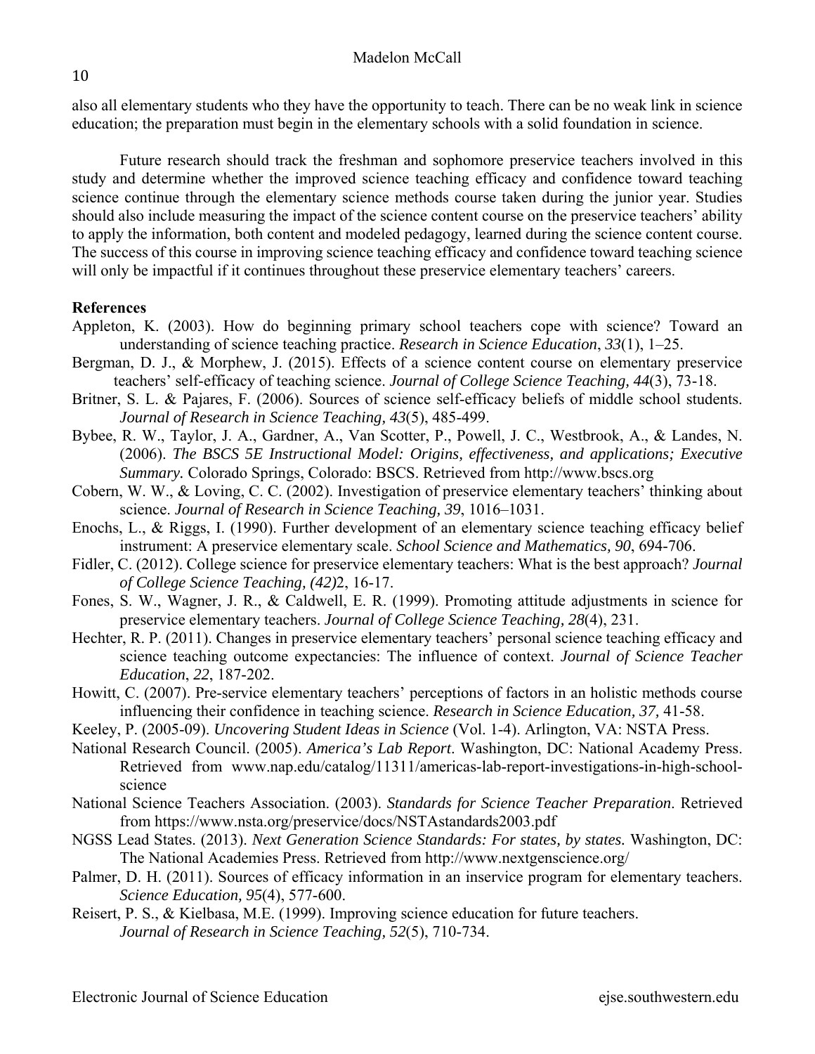also all elementary students who they have the opportunity to teach. There can be no weak link in science education; the preparation must begin in the elementary schools with a solid foundation in science.

Future research should track the freshman and sophomore preservice teachers involved in this study and determine whether the improved science teaching efficacy and confidence toward teaching science continue through the elementary science methods course taken during the junior year. Studies should also include measuring the impact of the science content course on the preservice teachers' ability to apply the information, both content and modeled pedagogy, learned during the science content course. The success of this course in improving science teaching efficacy and confidence toward teaching science will only be impactful if it continues throughout these preservice elementary teachers' careers.

**References**

Appleton, K. (2003). How do beginning primary school teachers cope with science? Toward an understanding of science teaching practice. *Research in Science Education*, *33*(1), 1–25.

Bergman, D. J., & Morphew, J. (2015). Effects of a science content course on elementary preservice teachers' self-efficacy of teaching science. *Journal of College Science Teaching, 44*(3), 73-18.

Britner, S. L. & Pajares, F. (2006). Sources of science self-efficacy beliefs of middle school students. *Journal of Research in Science Teaching, 43*(5), 485-499.

Bybee, R. W., Taylor, J. A., Gardner, A., Van Scotter, P., Powell, J. C., Westbrook, A., & Landes, N. (2006). *The BSCS 5E Instructional Model: Origins, effectiveness, and applications; Executive Summary.* Colorado Springs, Colorado: BSCS. Retrieved from http://www.bscs.org

Cobern, W. W., & Loving, C. C. (2002). Investigation of preservice elementary teachers' thinking about science. *Journal of Research in Science Teaching, 39*, 1016–1031.

Enochs, L., & Riggs, I. (1990). Further development of an elementary science teaching efficacy belief instrument: A preservice elementary scale. *School Science and Mathematics, 90*, 694-706.

Fidler, C. (2012). College science for preservice elementary teachers: What is the best approach? *Journal of College Science Teaching, (42)*2, 16-17.

Fones, S. W., Wagner, J. R., & Caldwell, E. R. (1999). Promoting attitude adjustments in science for preservice elementary teachers. *Journal of College Science Teaching, 28*(4), 231.

Hechter, R. P. (2011). Changes in preservice elementary teachers' personal science teaching efficacy and science teaching outcome expectancies: The influence of context. *Journal of Science Teacher Education*, *22*, 187-202.

Howitt, C. (2007). Pre-service elementary teachers' perceptions of factors in an holistic methods course influencing their confidence in teaching science. *Research in Science Education, 37,* 41-58.

Keeley, P. (2005-09). *Uncovering Student Ideas in Science* (Vol. 1-4). Arlington, VA: NSTA Press.

National Research Council. (2005). *America's Lab Report*. Washington, DC: National Academy Press. Retrieved from www.nap.edu/catalog/11311/americas-lab-report-investigations-in-high-school-science

National Science Teachers Association. (2003). *Standards for Science Teacher Preparation*. Retrieved from https://www.nsta.org/preservice/docs/NSTAstandards2003.pdf

NGSS Lead States. (2013). *Next Generation Science Standards: For states, by states.* Washington, DC: The National Academies Press. Retrieved from http://www.nextgenscience.org/

Palmer, D. H. (2011). Sources of efficacy information in an inservice program for elementary teachers. *Science Education, 95*(4), 577-600.

Reisert, P. S., & Kielbasa, M.E. (1999). Improving science education for future teachers. *Journal of Research in Science Teaching, 52*(5), 710-734.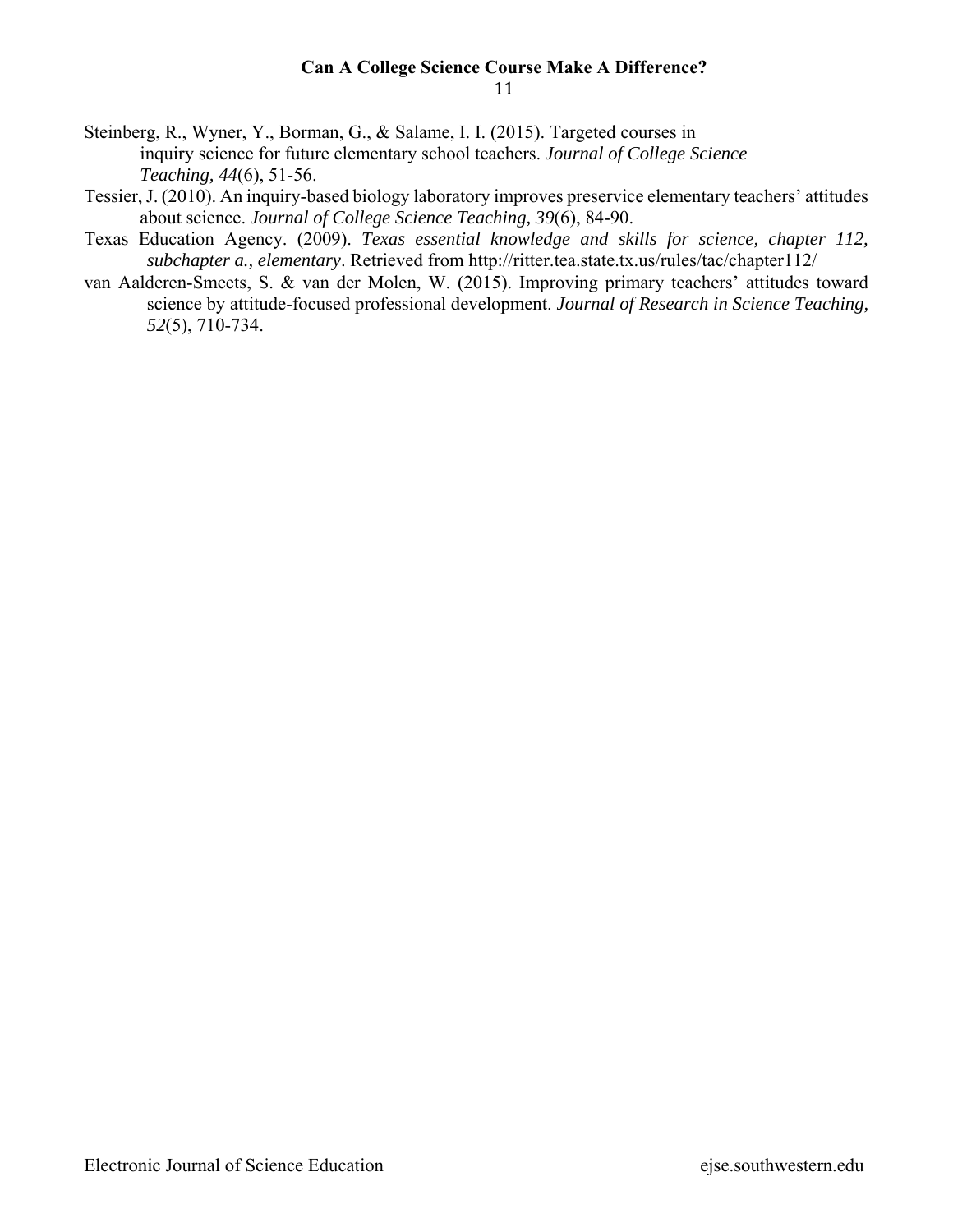Steinberg, R., Wyner, Y., Borman, G., & Salame, I. I. (2015). Targeted courses in inquiry science for future elementary school teachers. *Journal of College Science Teaching, 44*(6), 51-56.

Tessier, J. (2010). An inquiry-based biology laboratory improves preservice elementary teachers' attitudes about science. *Journal of College Science Teaching, 39*(6), 84-90.

Texas Education Agency. (2009). *Texas essential knowledge and skills for science, chapter 112, subchapter a., elementary*. Retrieved from http://ritter.tea.state.tx.us/rules/tac/chapter112/

van Aalderen-Smeets, S. & van der Molen, W. (2015). Improving primary teachers' attitudes toward science by attitude-focused professional development. *Journal of Research in Science Teaching, 52*(5), 710-734.